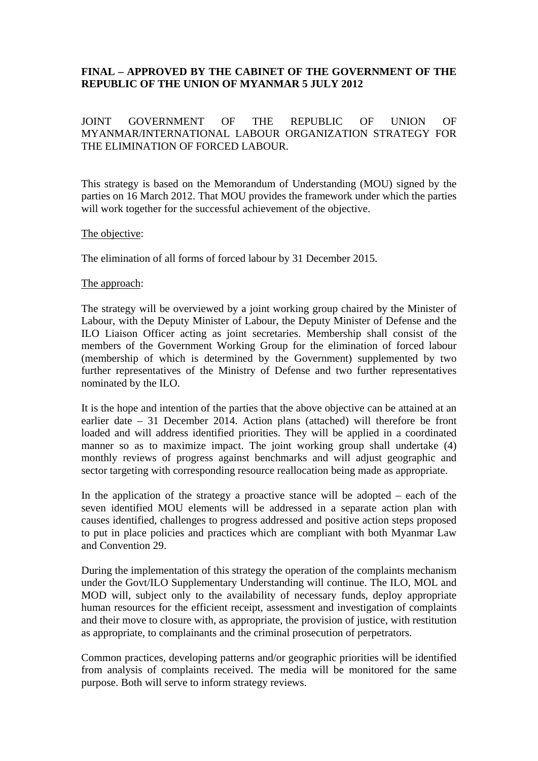**FINAL – APPROVED BY THE CABINET OF THE GOVERNMENT OF THE REPUBLIC OF THE UNION OF MYANMAR 5 JULY 2012**

JOINT GOVERNMENT OF THE REPUBLIC OF UNION OF MYANMAR/INTERNATIONAL LABOUR ORGANIZATION STRATEGY FOR THE ELIMINATION OF FORCED LABOUR.

This strategy is based on the Memorandum of Understanding (MOU) signed by the parties on 16 March 2012. That MOU provides the framework under which the parties will work together for the successful achievement of the objective.

The objective:

The elimination of all forms of forced labour by 31 December 2015.

The approach:

The strategy will be overviewed by a joint working group chaired by the Minister of Labour, with the Deputy Minister of Labour, the Deputy Minister of Defense and the ILO Liaison Officer acting as joint secretaries. Membership shall consist of the members of the Government Working Group for the elimination of forced labour (membership of which is determined by the Government) supplemented by two further representatives of the Ministry of Defense and two further representatives nominated by the ILO.

It is the hope and intention of the parties that the above objective can be attained at an earlier date – 31 December 2014. Action plans (attached) will therefore be front loaded and will address identified priorities. They will be applied in a coordinated manner so as to maximize impact. The joint working group shall undertake (4) monthly reviews of progress against benchmarks and will adjust geographic and sector targeting with corresponding resource reallocation being made as appropriate.

In the application of the strategy a proactive stance will be adopted – each of the seven identified MOU elements will be addressed in a separate action plan with causes identified, challenges to progress addressed and positive action steps proposed to put in place policies and practices which are compliant with both Myanmar Law and Convention 29.

During the implementation of this strategy the operation of the complaints mechanism under the Govt/ILO Supplementary Understanding will continue. The ILO, MOL and MOD will, subject only to the availability of necessary funds, deploy appropriate human resources for the efficient receipt, assessment and investigation of complaints and their move to closure with, as appropriate, the provision of justice, with restitution as appropriate, to complainants and the criminal prosecution of perpetrators.

Common practices, developing patterns and/or geographic priorities will be identified from analysis of complaints received. The media will be monitored for the same purpose. Both will serve to inform strategy reviews.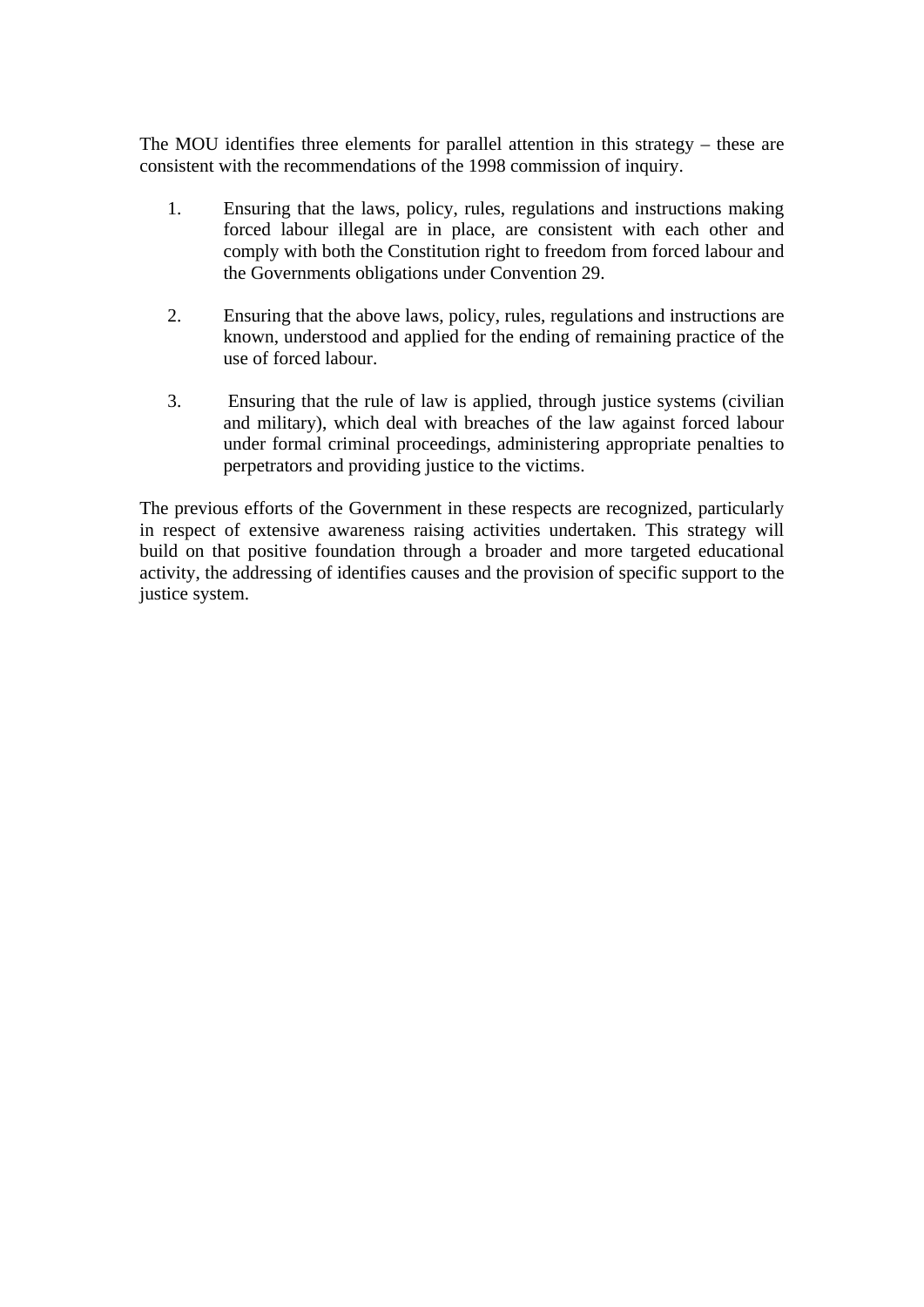The MOU identifies three elements for parallel attention in this strategy – these are consistent with the recommendations of the 1998 commission of inquiry.

1. Ensuring that the laws, policy, rules, regulations and instructions making forced labour illegal are in place, are consistent with each other and comply with both the Constitution right to freedom from forced labour and the Governments obligations under Convention 29.

2. Ensuring that the above laws, policy, rules, regulations and instructions are known, understood and applied for the ending of remaining practice of the use of forced labour.

3. Ensuring that the rule of law is applied, through justice systems (civilian and military), which deal with breaches of the law against forced labour under formal criminal proceedings, administering appropriate penalties to perpetrators and providing justice to the victims.

The previous efforts of the Government in these respects are recognized, particularly in respect of extensive awareness raising activities undertaken. This strategy will build on that positive foundation through a broader and more targeted educational activity, the addressing of identifies causes and the provision of specific support to the justice system.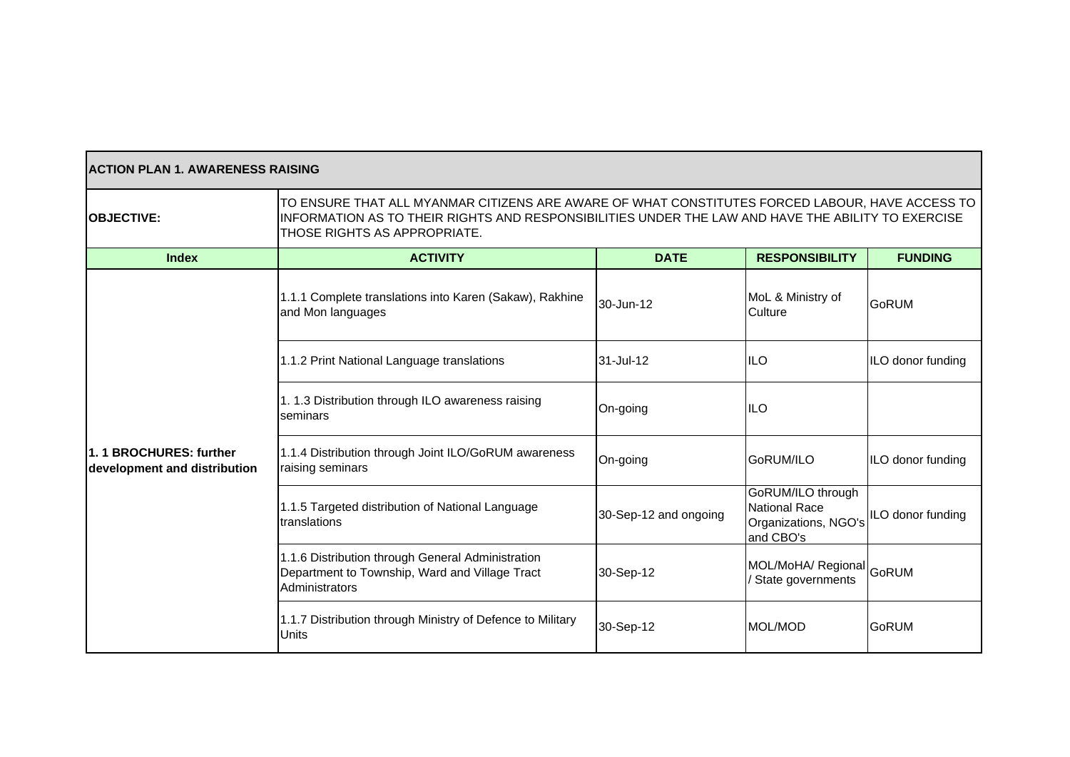| ACTION PLAN 1. AWARENESS RAISING | | | | |
|---|---|---|---|---|
| **OBJECTIVE:** | TO ENSURE THAT ALL MYANMAR CITIZENS ARE AWARE OF WHAT CONSTITUTES FORCED LABOUR, HAVE ACCESS TO INFORMATION AS TO THEIR RIGHTS AND RESPONSIBILITIES UNDER THE LAW AND HAVE THE ABILITY TO EXERCISE THOSE RIGHTS AS APPROPRIATE. | | | |
| **Index** | **ACTIVITY** | **DATE** | **RESPONSIBILITY** | **FUNDING** |
| **1. 1 BROCHURES: further development and distribution** | 1.1.1 Complete translations into Karen (Sakaw), Rakhine and Mon languages | 30-Jun-12 | MoL & Ministry of Culture | GoRUM |
| | 1.1.2 Print National Language translations | 31-Jul-12 | ILO | ILO donor funding |
| | 1. 1.3 Distribution through ILO awareness raising seminars | On-going | ILO | |
| | 1.1.4 Distribution through Joint ILO/GoRUM awareness raising seminars | On-going | GoRUM/ILO | ILO donor funding |
| | 1.1.5 Targeted distribution of National Language translations | 30-Sep-12 and ongoing | GoRUM/ILO through National Race Organizations, NGO's and CBO's | ILO donor funding |
| | 1.1.6 Distribution through General Administration Department to Township, Ward and Village Tract Administrators | 30-Sep-12 | MOL/MoHA/ Regional / State governments | GoRUM |
| | 1.1.7 Distribution through Ministry of Defence to Military Units | 30-Sep-12 | MOL/MOD | GoRUM |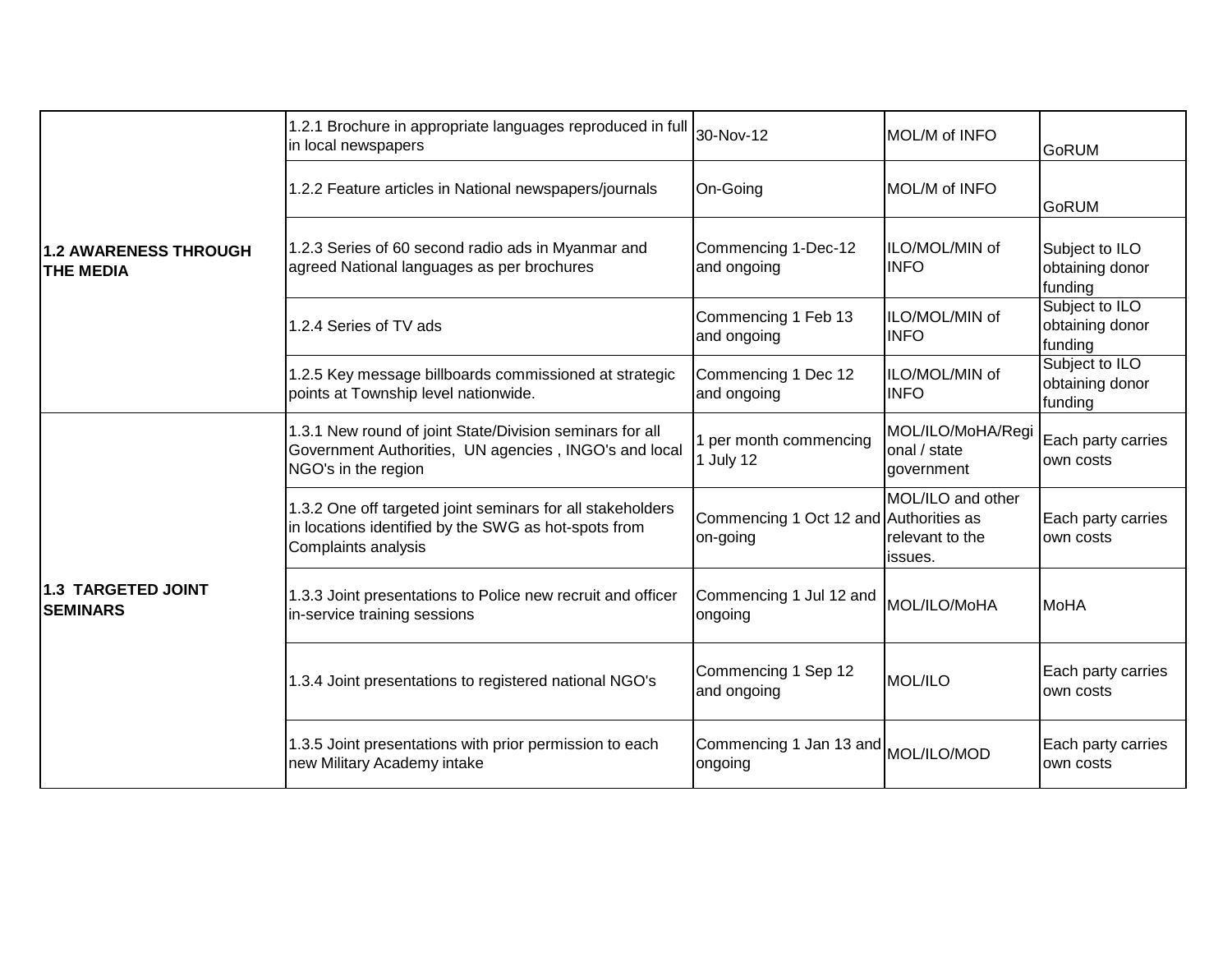| | | | | |
|---|---|---|---|---|
| **1.2 AWARENESS THROUGH THE MEDIA** | 1.2.1 Brochure in appropriate languages reproduced in full in local newspapers | 30-Nov-12 | MOL/M of INFO | GoRUM |
| | 1.2.2 Feature articles in National newspapers/journals | On-Going | MOL/M of INFO | GoRUM |
| | 1.2.3 Series of 60 second radio ads in Myanmar and agreed National languages as per brochures | Commencing 1-Dec-12 and ongoing | ILO/MOL/MIN of INFO | Subject to ILO obtaining donor funding |
| | 1.2.4 Series of TV ads | Commencing 1 Feb 13 and ongoing | ILO/MOL/MIN of INFO | Subject to ILO obtaining donor funding |
| | 1.2.5 Key message billboards commissioned at strategic points at Township level nationwide. | Commencing 1 Dec 12 and ongoing | ILO/MOL/MIN of INFO | Subject to ILO obtaining donor funding |
| **1.3 TARGETED JOINT SEMINARS** | 1.3.1 New round of joint State/Division seminars for all Government Authorities, UN agencies , INGO's and local NGO's in the region | 1 per month commencing 1 July 12 | MOL/ILO/MoHA/Regional / state government | Each party carries own costs |
| | 1.3.2 One off targeted joint seminars for all stakeholders in locations identified by the SWG as hot-spots from Complaints analysis | Commencing 1 Oct 12 and on-going | MOL/ILO and other Authorities as relevant to the issues. | Each party carries own costs |
| | 1.3.3 Joint presentations to Police new recruit and officer in-service training sessions | Commencing 1 Jul 12 and ongoing | MOL/ILO/MoHA | MoHA |
| | 1.3.4 Joint presentations to registered national NGO's | Commencing 1 Sep 12 and ongoing | MOL/ILO | Each party carries own costs |
| | 1.3.5 Joint presentations with prior permission to each new Military Academy intake | Commencing 1 Jan 13 and ongoing | MOL/ILO/MOD | Each party carries own costs |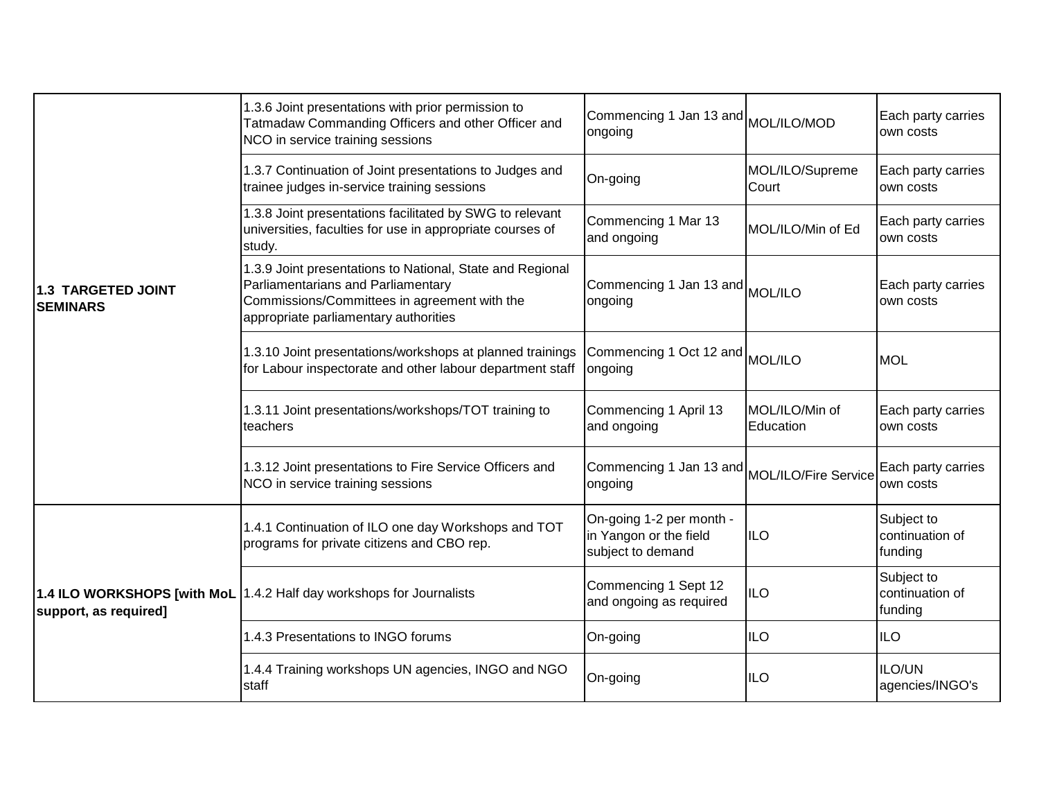| | | | | |
|---|---|---|---|---|
| **1.3 TARGETED JOINT SEMINARS** | 1.3.6 Joint presentations with prior permission to Tatmadaw Commanding Officers and other Officer and NCO in service training sessions | Commencing 1 Jan 13 and ongoing | MOL/ILO/MOD | Each party carries own costs |
| | 1.3.7 Continuation of Joint presentations to Judges and trainee judges in-service training sessions | On-going | MOL/ILO/Supreme Court | Each party carries own costs |
| | 1.3.8 Joint presentations facilitated by SWG to relevant universities, faculties for use in appropriate courses of study. | Commencing 1 Mar 13 and ongoing | MOL/ILO/Min of Ed | Each party carries own costs |
| | 1.3.9 Joint presentations to National, State and Regional Parliamentarians and Parliamentary Commissions/Committees in agreement with the appropriate parliamentary authorities | Commencing 1 Jan 13 and ongoing | MOL/ILO | Each party carries own costs |
| | 1.3.10 Joint presentations/workshops at planned trainings for Labour inspectorate and other labour department staff | Commencing 1 Oct 12 and ongoing | MOL/ILO | MOL |
| | 1.3.11 Joint presentations/workshops/TOT training to teachers | Commencing 1 April 13 and ongoing | MOL/ILO/Min of Education | Each party carries own costs |
| | 1.3.12 Joint presentations to Fire Service Officers and NCO in service training sessions | Commencing 1 Jan 13 and ongoing | MOL/ILO/Fire Service | Each party carries own costs |
| **1.4 ILO WORKSHOPS [with MoL support, as required]** | 1.4.1 Continuation of ILO one day Workshops and TOT programs for private citizens and CBO rep. | On-going 1-2 per month - in Yangon or the field subject to demand | ILO | Subject to continuation of funding |
| | 1.4.2 Half day workshops for Journalists | Commencing 1 Sept 12 and ongoing as required | ILO | Subject to continuation of funding |
| | 1.4.3 Presentations to INGO forums | On-going | ILO | ILO |
| | 1.4.4 Training workshops UN agencies, INGO and NGO staff | On-going | ILO | ILO/UN agencies/INGO's |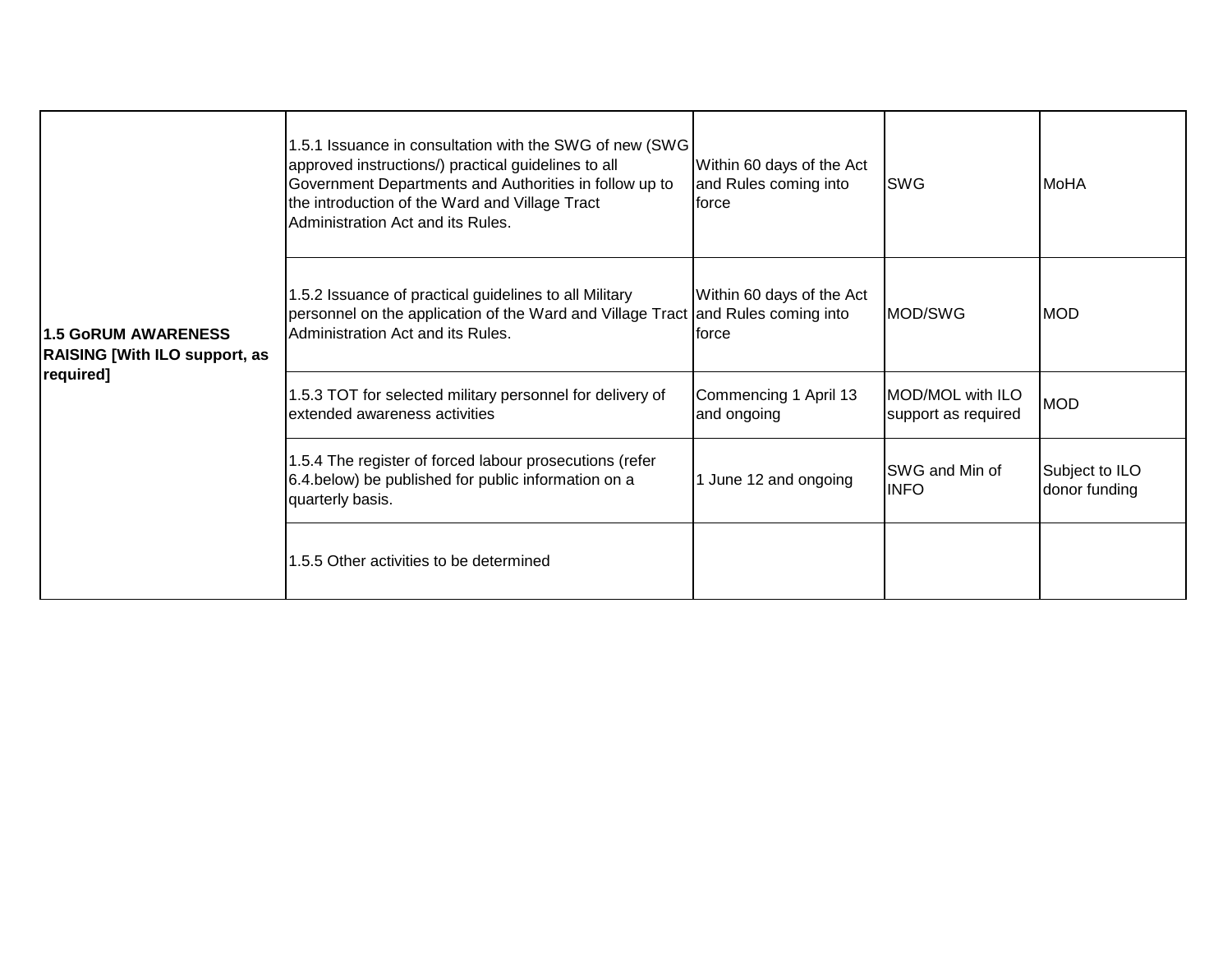| | | | | |
|---|---|---|---|---|
| **1.5 GoRUM AWARENESS RAISING [With ILO support, as required]** | 1.5.1 Issuance in consultation with the SWG of new (SWG approved instructions/) practical guidelines to all Government Departments and Authorities in follow up to the introduction of the Ward and Village Tract Administration Act and its Rules. | Within 60 days of the Act and Rules coming into force | SWG | MoHA |
| | 1.5.2 Issuance of practical guidelines to all Military personnel on the application of the Ward and Village Tract Administration Act and its Rules. | Within 60 days of the Act and Rules coming into force | MOD/SWG | MOD |
| | 1.5.3 TOT for selected military personnel for delivery of extended awareness activities | Commencing 1 April 13 and ongoing | MOD/MOL with ILO support as required | MOD |
| | 1.5.4 The register of forced labour prosecutions (refer 6.4.below) be published for public information on a quarterly basis. | 1 June 12 and ongoing | SWG and Min of INFO | Subject to ILO donor funding |
| | 1.5.5 Other activities to be determined | | | |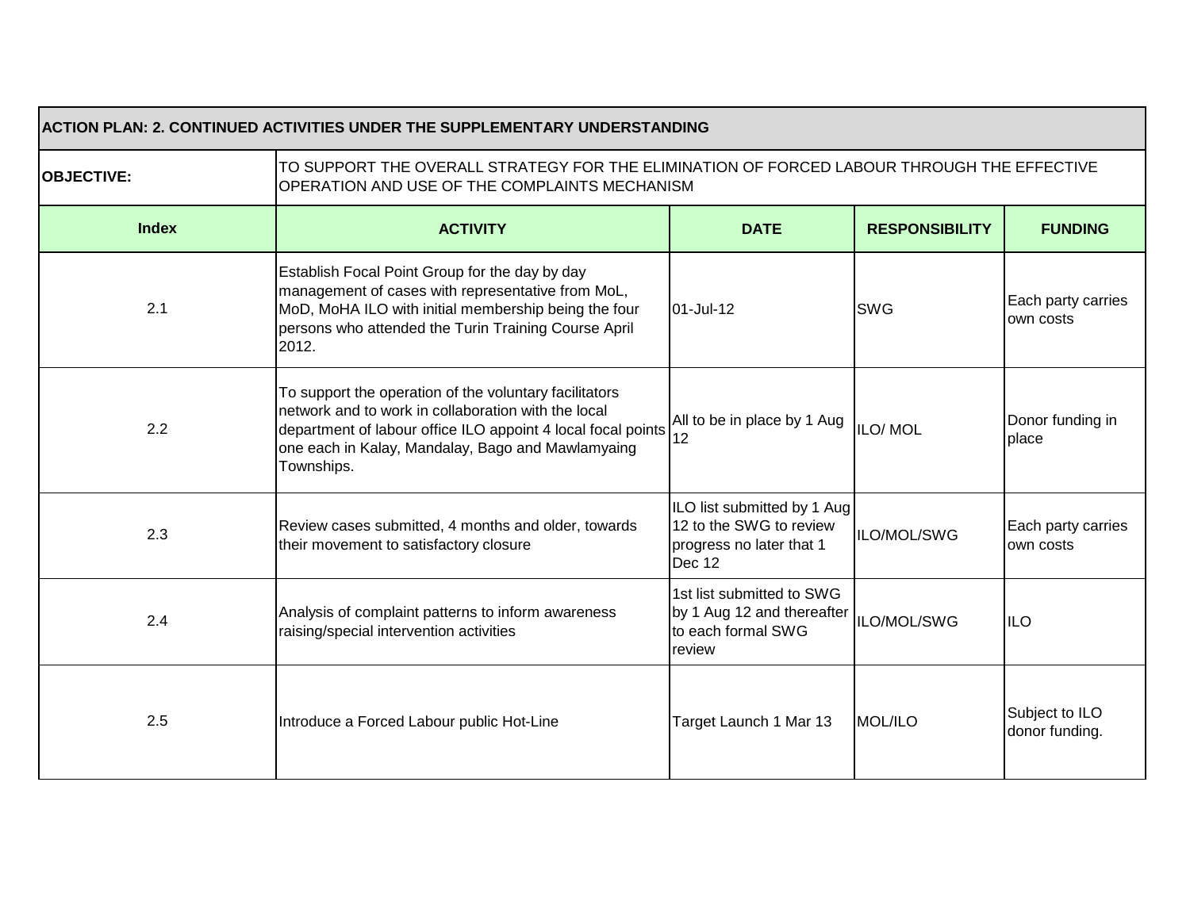| ACTION PLAN: 2. CONTINUED ACTIVITIES UNDER THE SUPPLEMENTARY UNDERSTANDING | | | | |
|---|---|---|---|---|
| **OBJECTIVE:** | TO SUPPORT THE OVERALL STRATEGY FOR THE ELIMINATION OF FORCED LABOUR THROUGH THE EFFECTIVE OPERATION AND USE OF THE COMPLAINTS MECHANISM | | | |
| **Index** | **ACTIVITY** | **DATE** | **RESPONSIBILITY** | **FUNDING** |
| 2.1 | Establish Focal Point Group for the day by day management of cases with representative from MoL, MoD, MoHA ILO with initial membership being the four persons who attended the Turin Training Course April 2012. | 01-Jul-12 | SWG | Each party carries own costs |
| 2.2 | To support the operation of the voluntary facilitators network and to work in collaboration with the local department of labour office ILO appoint 4 local focal points one each in Kalay, Mandalay, Bago and Mawlamyaing Townships. | All to be in place by 1 Aug 12 | ILO/ MOL | Donor funding in place |
| 2.3 | Review cases submitted, 4 months and older, towards their movement to satisfactory closure | ILO list submitted by 1 Aug 12 to the SWG to review progress no later that 1 Dec 12 | ILO/MOL/SWG | Each party carries own costs |
| 2.4 | Analysis of complaint patterns to inform awareness raising/special intervention activities | 1st list submitted to SWG by 1 Aug 12 and thereafter to each formal SWG review | ILO/MOL/SWG | ILO |
| 2.5 | Introduce a Forced Labour public Hot-Line | Target Launch 1 Mar 13 | MOL/ILO | Subject to ILO donor funding. |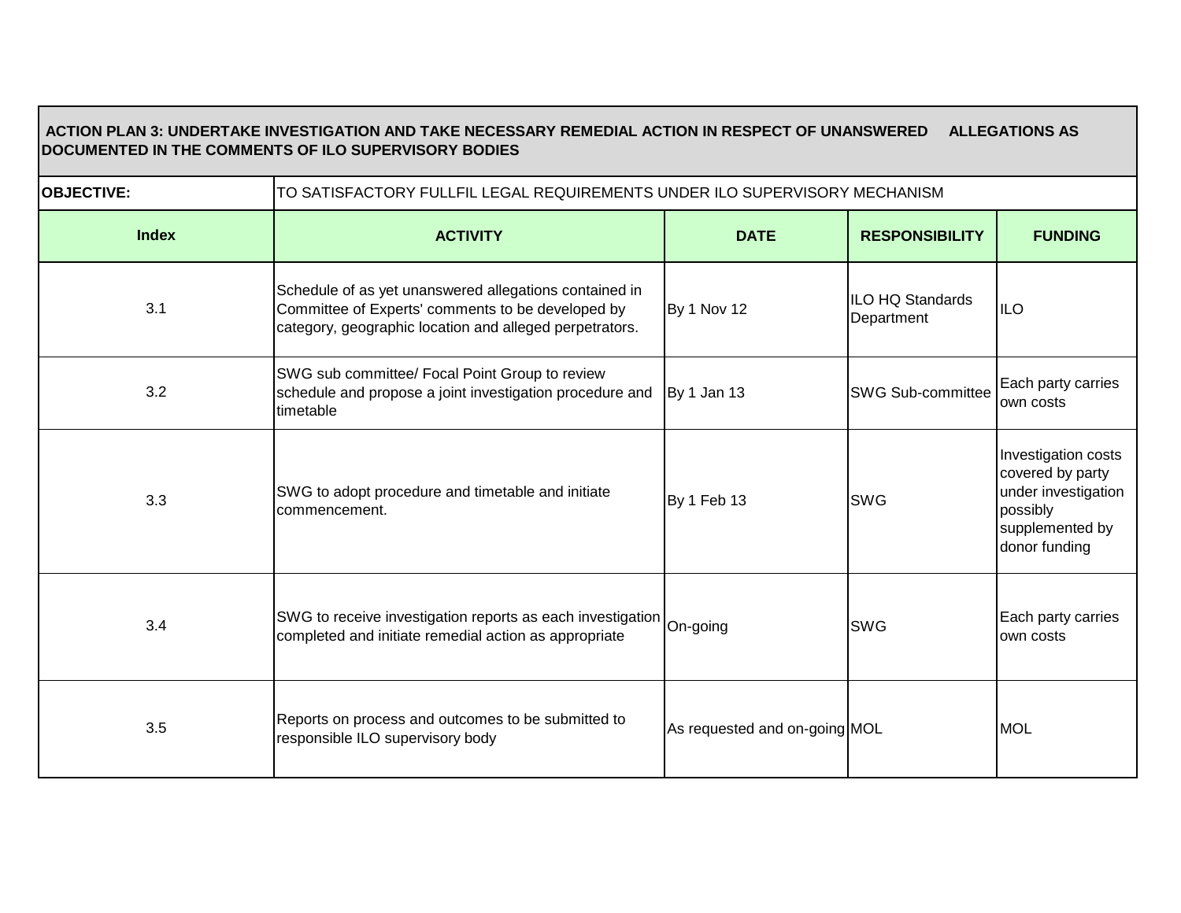## ACTION PLAN 3: UNDERTAKE INVESTIGATION AND TAKE NECESSARY REMEDIAL ACTION IN RESPECT OF UNANSWERED ALLEGATIONS AS DOCUMENTED IN THE COMMENTS OF ILO SUPERVISORY BODIES

**OBJECTIVE:** TO SATISFACTORY FULLFIL LEGAL REQUIREMENTS UNDER ILO SUPERVISORY MECHANISM

| Index | ACTIVITY | DATE | RESPONSIBILITY | FUNDING |
|---|---|---|---|---|
| 3.1 | Schedule of as yet unanswered allegations contained in Committee of Experts' comments to be developed by category, geographic location and alleged perpetrators. | By 1 Nov 12 | ILO HQ Standards Department | ILO |
| 3.2 | SWG sub committee/ Focal Point Group to review schedule and propose a joint investigation procedure and timetable | By 1 Jan 13 | SWG Sub-committee | Each party carries own costs |
| 3.3 | SWG to adopt procedure and timetable and initiate commencement. | By 1 Feb 13 | SWG | Investigation costs covered by party under investigation possibly supplemented by donor funding |
| 3.4 | SWG to receive investigation reports as each investigation completed and initiate remedial action as appropriate | On-going | SWG | Each party carries own costs |
| 3.5 | Reports on process and outcomes to be submitted to responsible ILO supervisory body | As requested and on-going | MOL | MOL |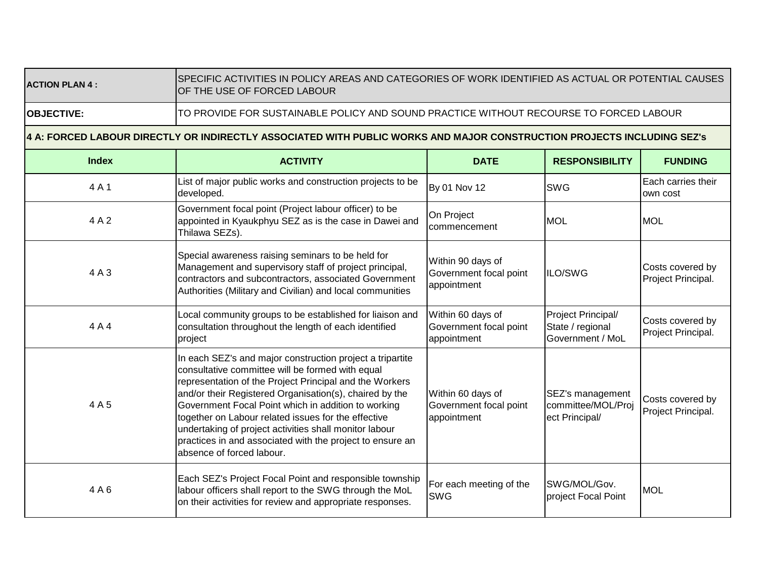| **ACTION PLAN 4 :** | SPECIFIC ACTIVITIES IN POLICY AREAS AND CATEGORIES OF WORK IDENTIFIED AS ACTUAL OR POTENTIAL CAUSES OF THE USE OF FORCED LABOUR | | | |
|---|---|---|---|---|
| **OBJECTIVE:** | TO PROVIDE FOR SUSTAINABLE POLICY AND SOUND PRACTICE WITHOUT RECOURSE TO FORCED LABOUR | | | |
| **4 A: FORCED LABOUR DIRECTLY OR INDIRECTLY ASSOCIATED WITH PUBLIC WORKS AND MAJOR CONSTRUCTION PROJECTS INCLUDING SEZ's** | | | | |
| **Index** | **ACTIVITY** | **DATE** | **RESPONSIBILITY** | **FUNDING** |
| 4 A 1 | List of major public works and construction projects to be developed. | By 01 Nov 12 | SWG | Each carries their own cost |
| 4 A 2 | Government focal point (Project labour officer) to be appointed in Kyaukphyu SEZ as is the case in Dawei and Thilawa SEZs). | On Project commencement | MOL | MOL |
| 4 A 3 | Special awareness raising seminars to be held for Management and supervisory staff of project principal, contractors and subcontractors, associated Government Authorities (Military and Civilian) and local communities | Within 90 days of Government focal point appointment | ILO/SWG | Costs covered by Project Principal. |
| 4 A 4 | Local community groups to be established for liaison and consultation throughout the length of each identified project | Within 60 days of Government focal point appointment | Project Principal/ State / regional Government / MoL | Costs covered by Project Principal. |
| 4 A 5 | In each SEZ's and major construction project a tripartite consultative committee will be formed with equal representation of the Project Principal and the Workers and/or their Registered Organisation(s), chaired by the Government Focal Point which in addition to working together on Labour related issues for the effective undertaking of project activities shall monitor labour practices in and associated with the project to ensure an absence of forced labour. | Within 60 days of Government focal point appointment | SEZ's management committee/MOL/Project Principal/ | Costs covered by Project Principal. |
| 4 A 6 | Each SEZ's Project Focal Point and responsible township labour officers shall report to the SWG through the MoL on their activities for review and appropriate responses. | For each meeting of the SWG | SWG/MOL/Gov. project Focal Point | MOL |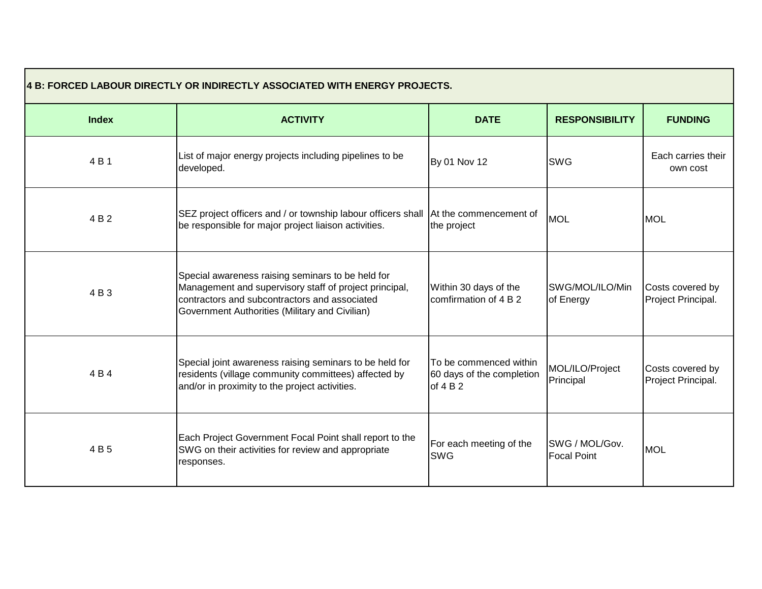| 4 B: FORCED LABOUR DIRECTLY OR INDIRECTLY ASSOCIATED WITH ENERGY PROJECTS. | | | | |
|---|---|---|---|---|
| **Index** | **ACTIVITY** | **DATE** | **RESPONSIBILITY** | **FUNDING** |
| 4 B 1 | List of major energy projects including pipelines to be developed. | By 01 Nov 12 | SWG | Each carries their own cost |
| 4 B 2 | SEZ project officers and / or township labour officers shall be responsible for major project liaison activities. | At the commencement of the project | MOL | MOL |
| 4 B 3 | Special awareness raising seminars to be held for Management and supervisory staff of project principal, contractors and subcontractors and associated Government Authorities (Military and Civilian) | Within 30 days of the comfirmation of 4 B 2 | SWG/MOL/ILO/Min of Energy | Costs covered by Project Principal. |
| 4 B 4 | Special joint awareness raising seminars to be held for residents (village community committees) affected by and/or in proximity to the project activities. | To be commenced within 60 days of the completion of 4 B 2 | MOL/ILO/Project Principal | Costs covered by Project Principal. |
| 4 B 5 | Each Project Government Focal Point shall report to the SWG on their activities for review and appropriate responses. | For each meeting of the SWG | SWG / MOL/Gov. Focal Point | MOL |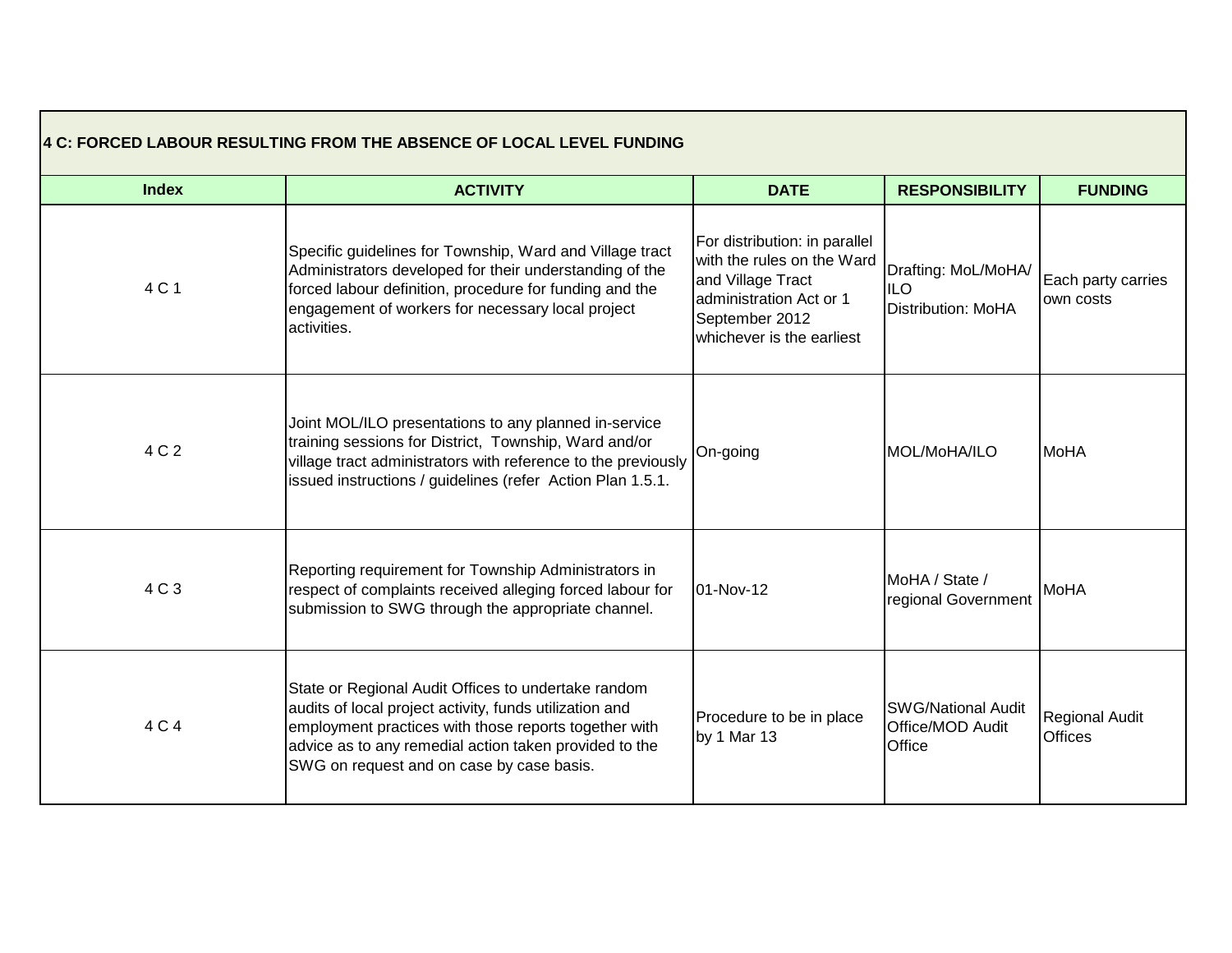| 4 C: FORCED LABOUR RESULTING FROM THE ABSENCE OF LOCAL LEVEL FUNDING | | | | |
|---|---|---|---|---|
| **Index** | **ACTIVITY** | **DATE** | **RESPONSIBILITY** | **FUNDING** |
| 4 C 1 | Specific guidelines for Township, Ward and Village tract Administrators developed for their understanding of the forced labour definition, procedure for funding and the engagement of workers for necessary local project activities. | For distribution: in parallel with the rules on the Ward and Village Tract administration Act or 1 September 2012 whichever is the earliest | Drafting: MoL/MoHA/ ILO Distribution: MoHA | Each party carries own costs |
| 4 C 2 | Joint MOL/ILO presentations to any planned in-service training sessions for District, Township, Ward and/or village tract administrators with reference to the previously issued instructions / guidelines (refer Action Plan 1.5.1. | On-going | MOL/MoHA/ILO | MoHA |
| 4 C 3 | Reporting requirement for Township Administrators in respect of complaints received alleging forced labour for submission to SWG through the appropriate channel. | 01-Nov-12 | MoHA / State / regional Government | MoHA |
| 4 C 4 | State or Regional Audit Offices to undertake random audits of local project activity, funds utilization and employment practices with those reports together with advice as to any remedial action taken provided to the SWG on request and on case by case basis. | Procedure to be in place by 1 Mar 13 | SWG/National Audit Office/MOD Audit Office | Regional Audit Offices |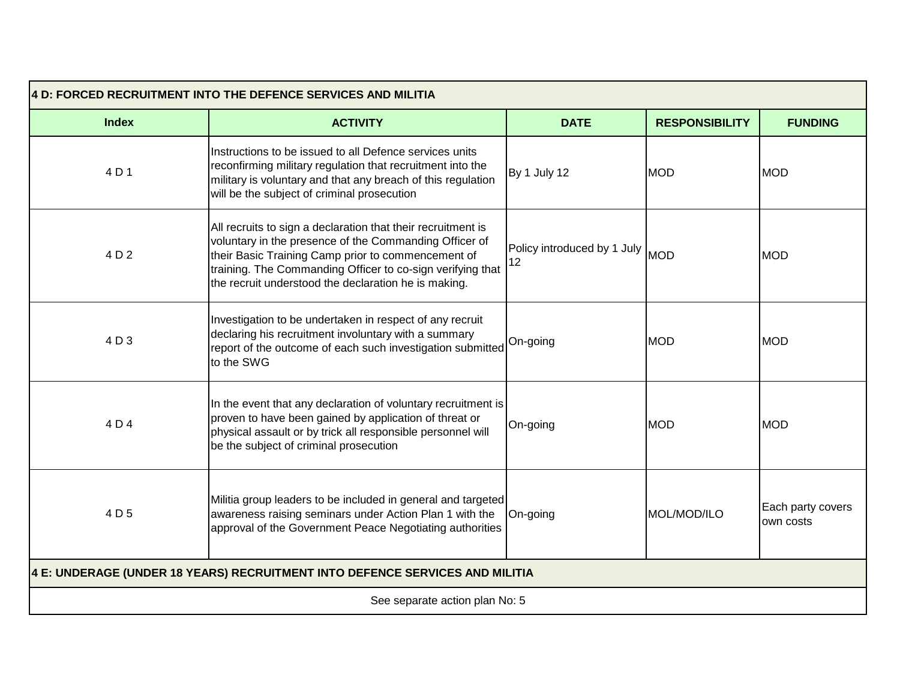| 4 D: FORCED RECRUITMENT INTO THE DEFENCE SERVICES AND MILITIA | | | | |
|---|---|---|---|---|
| **Index** | **ACTIVITY** | **DATE** | **RESPONSIBILITY** | **FUNDING** |
| 4 D 1 | Instructions to be issued to all Defence services units reconfirming military regulation that recruitment into the military is voluntary and that any breach of this regulation will be the subject of criminal prosecution | By 1 July 12 | MOD | MOD |
| 4 D 2 | All recruits to sign a declaration that their recruitment is voluntary in the presence of the Commanding Officer of their Basic Training Camp prior to commencement of training. The Commanding Officer to co-sign verifying that the recruit understood the declaration he is making. | Policy introduced by 1 July 12 | MOD | MOD |
| 4 D 3 | Investigation to be undertaken in respect of any recruit declaring his recruitment involuntary with a summary report of the outcome of each such investigation submitted to the SWG | On-going | MOD | MOD |
| 4 D 4 | In the event that any declaration of voluntary recruitment is proven to have been gained by application of threat or physical assault or by trick all responsible personnel will be the subject of criminal prosecution | On-going | MOD | MOD |
| 4 D 5 | Militia group leaders to be included in general and targeted awareness raising seminars under Action Plan 1 with the approval of the Government Peace Negotiating authorities | On-going | MOL/MOD/ILO | Each party covers own costs |
| **4 E: UNDERAGE (UNDER 18 YEARS) RECRUITMENT INTO DEFENCE SERVICES AND MILITIA** | | | | |
| See separate action plan No: 5 | | | | |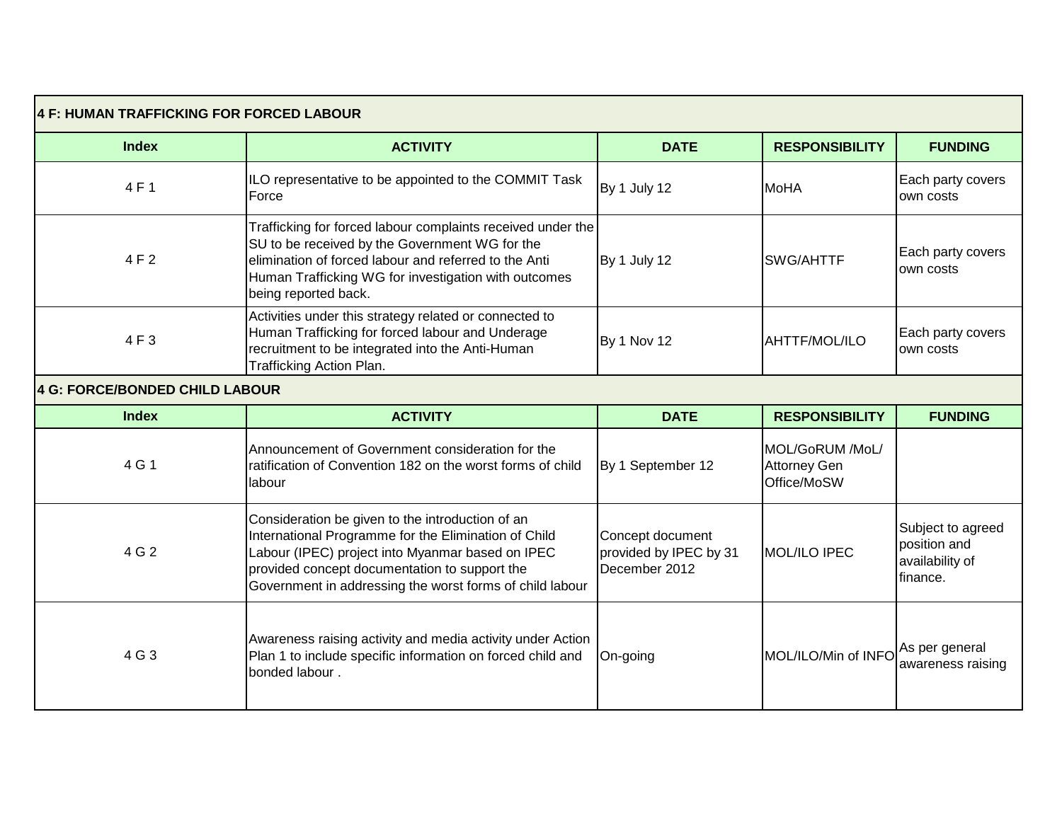| 4 F: HUMAN TRAFFICKING FOR FORCED LABOUR | | | | |
|---|---|---|---|---|
| **Index** | **ACTIVITY** | **DATE** | **RESPONSIBILITY** | **FUNDING** |
| 4 F 1 | ILO representative to be appointed to the COMMIT Task Force | By 1 July 12 | MoHA | Each party covers own costs |
| 4 F 2 | Trafficking for forced labour complaints received under the SU to be received by the Government WG for the elimination of forced labour and referred to the Anti Human Trafficking WG for investigation with outcomes being reported back. | By 1 July 12 | SWG/AHTTF | Each party covers own costs |
| 4 F 3 | Activities under this strategy related or connected to Human Trafficking for forced labour and Underage recruitment to be integrated into the Anti-Human Trafficking Action Plan. | By 1 Nov 12 | AHTTF/MOL/ILO | Each party covers own costs |

| 4 G: FORCE/BONDED CHILD LABOUR | | | | |
|---|---|---|---|---|
| **Index** | **ACTIVITY** | **DATE** | **RESPONSIBILITY** | **FUNDING** |
| 4 G 1 | Announcement of Government consideration for the ratification of Convention 182 on the worst forms of child labour | By 1 September 12 | MOL/GoRUM /MoL/ Attorney Gen Office/MoSW | |
| 4 G 2 | Consideration be given to the introduction of an International Programme for the Elimination of Child Labour (IPEC) project into Myanmar based on IPEC provided concept documentation to support the Government in addressing the worst forms of child labour | Concept document provided by IPEC by 31 December 2012 | MOL/ILO IPEC | Subject to agreed position and availability of finance. |
| 4 G 3 | Awareness raising activity and media activity under Action Plan 1 to include specific information on forced child and bonded labour . | On-going | MOL/ILO/Min of INFO | As per general awareness raising |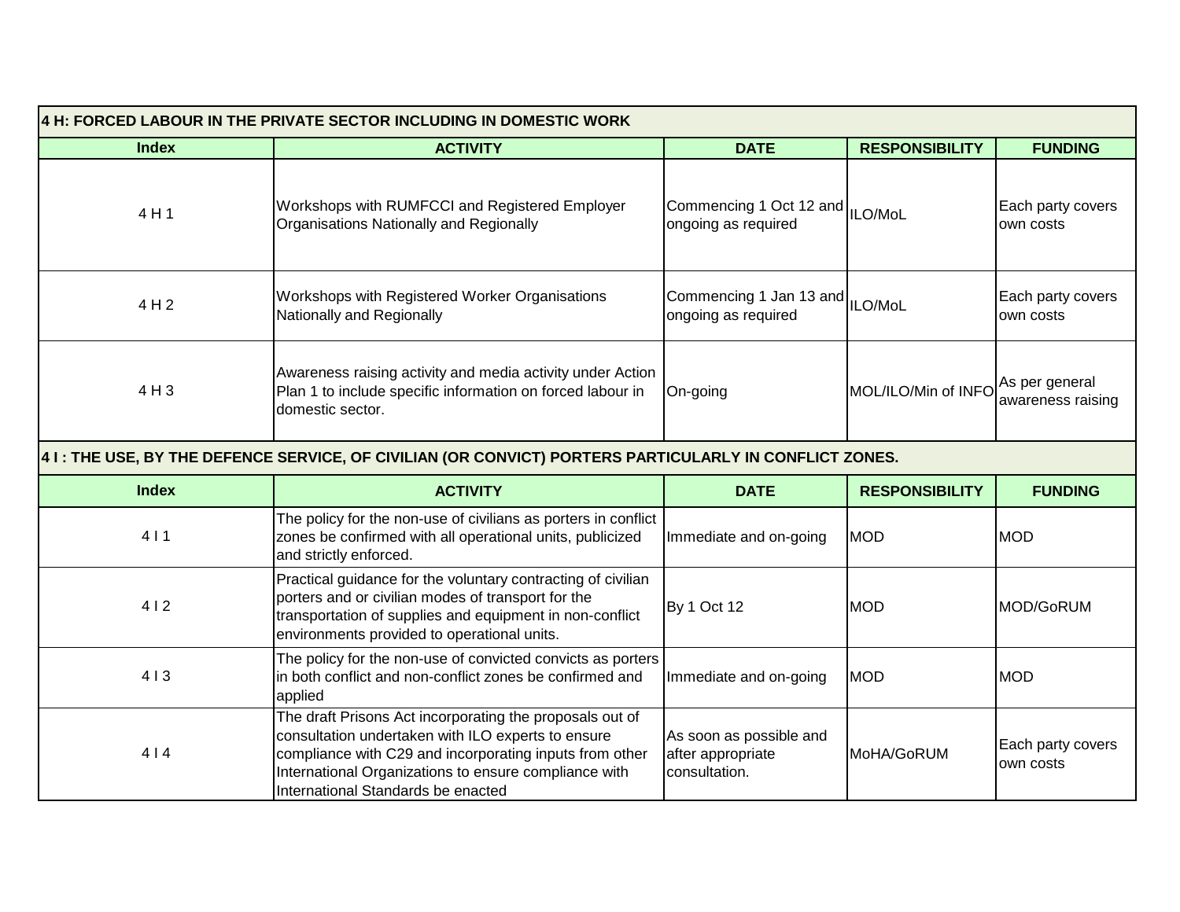| 4 H: FORCED LABOUR IN THE PRIVATE SECTOR INCLUDING IN DOMESTIC WORK | | | | |
|---|---|---|---|---|
| **Index** | **ACTIVITY** | **DATE** | **RESPONSIBILITY** | **FUNDING** |
| 4 H 1 | Workshops with RUMFCCI and Registered Employer Organisations Nationally and Regionally | Commencing 1 Oct 12 and ongoing as required | ILO/MoL | Each party covers own costs |
| 4 H 2 | Workshops with Registered Worker Organisations Nationally and Regionally | Commencing 1 Jan 13 and ongoing as required | ILO/MoL | Each party covers own costs |
| 4 H 3 | Awareness raising activity and media activity under Action Plan 1 to include specific information on forced labour in domestic sector. | On-going | MOL/ILO/Min of INFO | As per general awareness raising |

| 4 I : THE USE, BY THE DEFENCE SERVICE, OF CIVILIAN (OR CONVICT) PORTERS PARTICULARLY IN CONFLICT ZONES. | | | | |
|---|---|---|---|---|
| **Index** | **ACTIVITY** | **DATE** | **RESPONSIBILITY** | **FUNDING** |
| 4 I 1 | The policy for the non-use of civilians as porters in conflict zones be confirmed with all operational units, publicized and strictly enforced. | Immediate and on-going | MOD | MOD |
| 4 I 2 | Practical guidance for the voluntary contracting of civilian porters and or civilian modes of transport for the transportation of supplies and equipment in non-conflict environments provided to operational units. | By 1 Oct 12 | MOD | MOD/GoRUM |
| 4 I 3 | The policy for the non-use of convicted convicts as porters in both conflict and non-conflict zones be confirmed and applied | Immediate and on-going | MOD | MOD |
| 4 I 4 | The draft Prisons Act incorporating the proposals out of consultation undertaken with ILO experts to ensure compliance with C29 and incorporating inputs from other International Organizations to ensure compliance with International Standards be enacted | As soon as possible and after appropriate consultation. | MoHA/GoRUM | Each party covers own costs |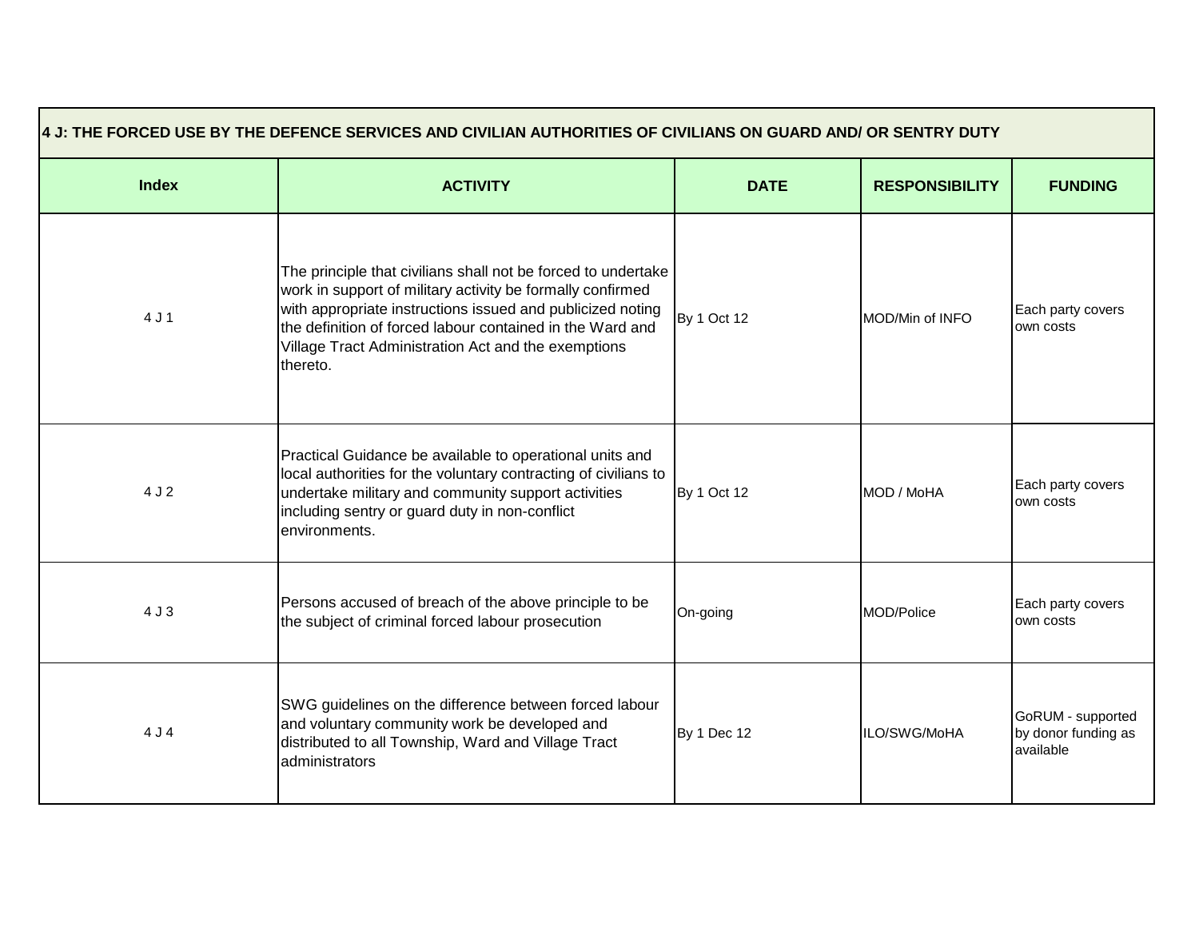| 4 J: THE FORCED USE BY THE DEFENCE SERVICES AND CIVILIAN AUTHORITIES OF CIVILIANS ON GUARD AND/ OR SENTRY DUTY | | | | |
|---|---|---|---|---|
| **Index** | **ACTIVITY** | **DATE** | **RESPONSIBILITY** | **FUNDING** |
| 4 J 1 | The principle that civilians shall not be forced to undertake work in support of military activity be formally confirmed with appropriate instructions issued and publicized noting the definition of forced labour contained in the Ward and Village Tract Administration Act and the exemptions thereto. | By 1 Oct 12 | MOD/Min of INFO | Each party covers own costs |
| 4 J 2 | Practical Guidance be available to operational units and local authorities for the voluntary contracting of civilians to undertake military and community support activities including sentry or guard duty in non-conflict environments. | By 1 Oct 12 | MOD / MoHA | Each party covers own costs |
| 4 J 3 | Persons accused of breach of the above principle to be the subject of criminal forced labour prosecution | On-going | MOD/Police | Each party covers own costs |
| 4 J 4 | SWG guidelines on the difference between forced labour and voluntary community work be developed and distributed to all Township, Ward and Village Tract administrators | By 1 Dec 12 | ILO/SWG/MoHA | GoRUM - supported by donor funding as available |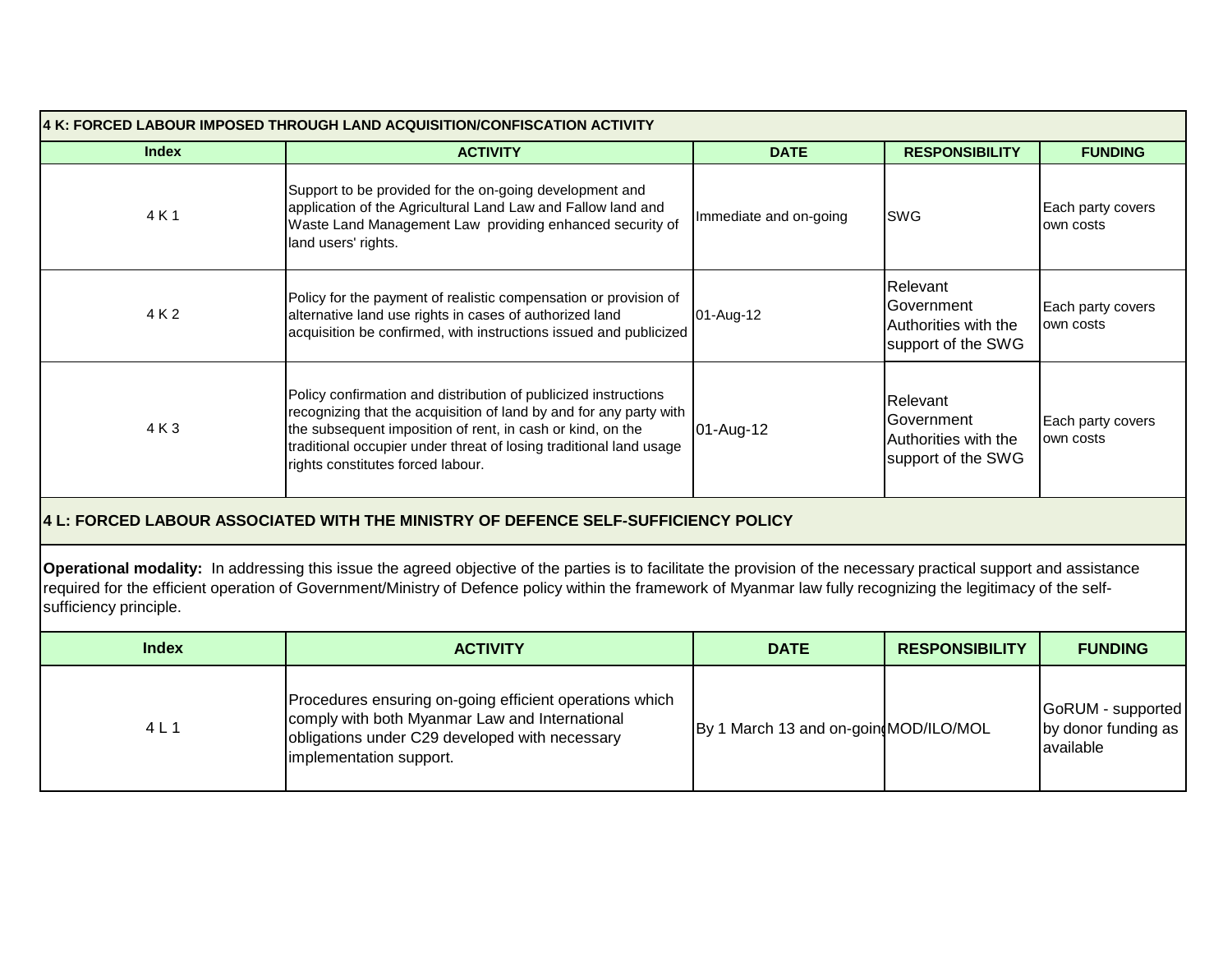**4 K: FORCED LABOUR IMPOSED THROUGH LAND ACQUISITION/CONFISCATION ACTIVITY**

| Index | ACTIVITY | DATE | RESPONSIBILITY | FUNDING |
|---|---|---|---|---|
| 4 K 1 | Support to be provided for the on-going development and application of the Agricultural Land Law and Fallow land and Waste Land Management Law providing enhanced security of land users' rights. | Immediate and on-going | SWG | Each party covers own costs |
| 4 K 2 | Policy for the payment of realistic compensation or provision of alternative land use rights in cases of authorized land acquisition be confirmed, with instructions issued and publicized | 01-Aug-12 | Relevant Government Authorities with the support of the SWG | Each party covers own costs |
| 4 K 3 | Policy confirmation and distribution of publicized instructions recognizing that the acquisition of land by and for any party with the subsequent imposition of rent, in cash or kind, on the traditional occupier under threat of losing traditional land usage rights constitutes forced labour. | 01-Aug-12 | Relevant Government Authorities with the support of the SWG | Each party covers own costs |

**4 L: FORCED LABOUR ASSOCIATED WITH THE MINISTRY OF DEFENCE SELF-SUFFICIENCY POLICY**

**Operational modality:** In addressing this issue the agreed objective of the parties is to facilitate the provision of the necessary practical support and assistance required for the efficient operation of Government/Ministry of Defence policy within the framework of Myanmar law fully recognizing the legitimacy of the self-sufficiency principle.

| Index | ACTIVITY | DATE | RESPONSIBILITY | FUNDING |
|---|---|---|---|---|
| 4 L 1 | Procedures ensuring on-going efficient operations which comply with both Myanmar Law and International obligations under C29 developed with necessary implementation support. | By 1 March 13 and on-going | MOD/ILO/MOL | GoRUM - supported by donor funding as available |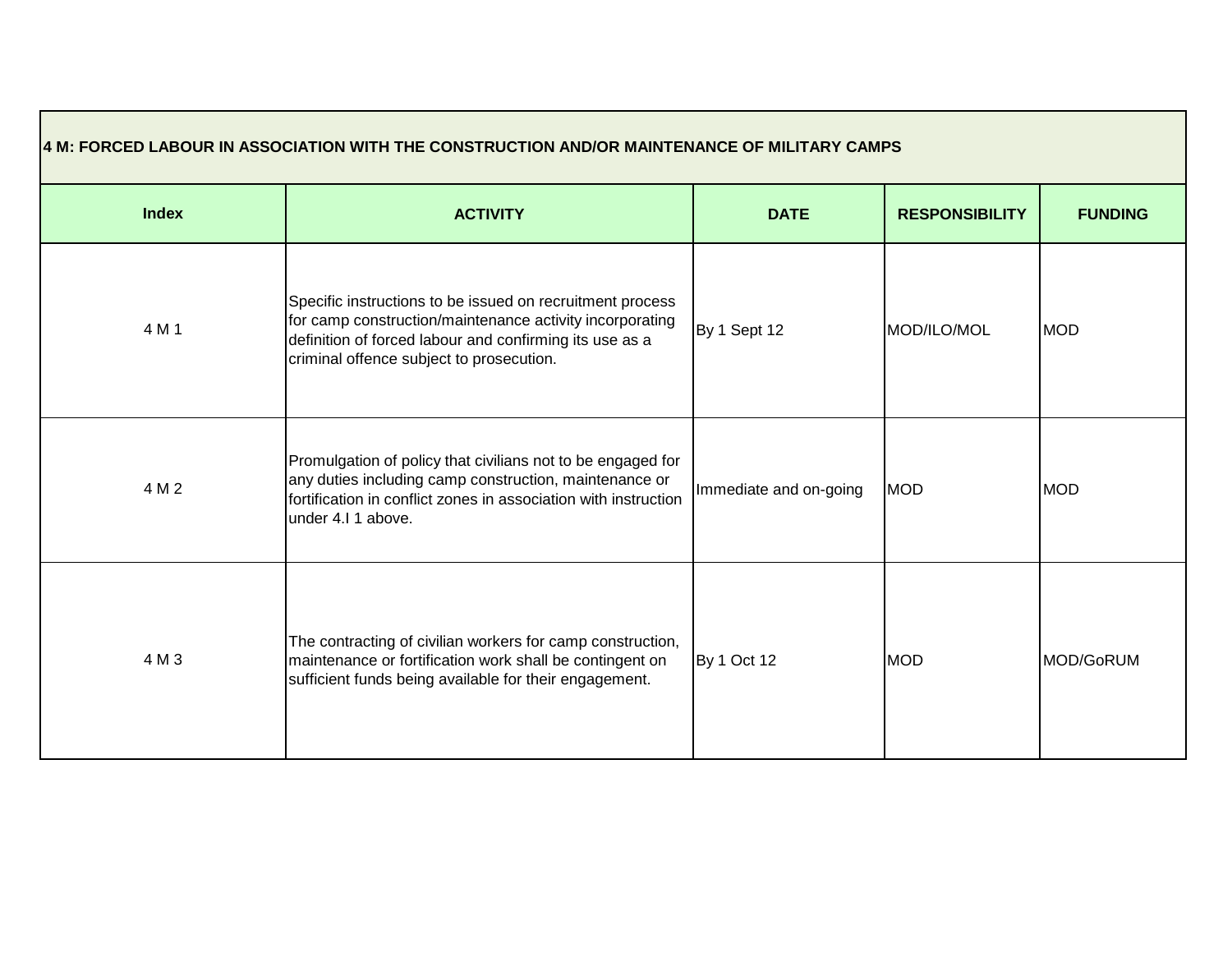| 4 M: FORCED LABOUR IN ASSOCIATION WITH THE CONSTRUCTION AND/OR MAINTENANCE OF MILITARY CAMPS | | | | |
|---|---|---|---|---|
| **Index** | **ACTIVITY** | **DATE** | **RESPONSIBILITY** | **FUNDING** |
| 4 M 1 | Specific instructions to be issued on recruitment process for camp construction/maintenance activity incorporating definition of forced labour and confirming its use as a criminal offence subject to prosecution. | By 1 Sept 12 | MOD/ILO/MOL | MOD |
| 4 M 2 | Promulgation of policy that civilians not to be engaged for any duties including camp construction, maintenance or fortification in conflict zones in association with instruction under 4.I 1 above. | Immediate and on-going | MOD | MOD |
| 4 M 3 | The contracting of civilian workers for camp construction, maintenance or fortification work shall be contingent on sufficient funds being available for their engagement. | By 1 Oct 12 | MOD | MOD/GoRUM |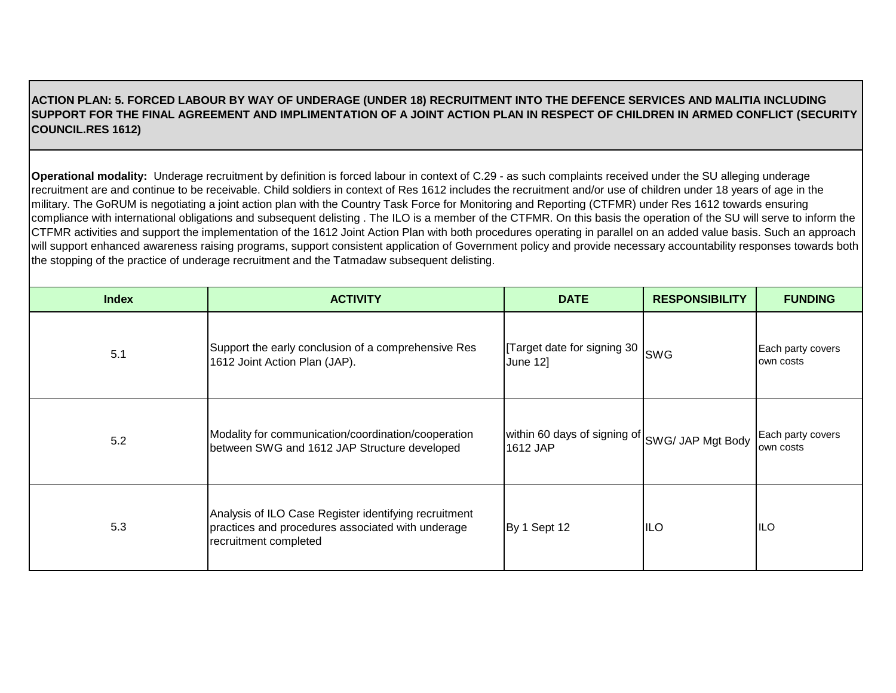**ACTION PLAN: 5. FORCED LABOUR BY WAY OF UNDERAGE (UNDER 18) RECRUITMENT INTO THE DEFENCE SERVICES AND MALITIA INCLUDING SUPPORT FOR THE FINAL AGREEMENT AND IMPLIMENTATION OF A JOINT ACTION PLAN IN RESPECT OF CHILDREN IN ARMED CONFLICT (SECURITY COUNCIL.RES 1612)**

**Operational modality:** Underage recruitment by definition is forced labour in context of C.29 - as such complaints received under the SU alleging underage recruitment are and continue to be receivable. Child soldiers in context of Res 1612 includes the recruitment and/or use of children under 18 years of age in the military. The GoRUM is negotiating a joint action plan with the Country Task Force for Monitoring and Reporting (CTFMR) under Res 1612 towards ensuring compliance with international obligations and subsequent delisting . The ILO is a member of the CTFMR. On this basis the operation of the SU will serve to inform the CTFMR activities and support the implementation of the 1612 Joint Action Plan with both procedures operating in parallel on an added value basis. Such an approach will support enhanced awareness raising programs, support consistent application of Government policy and provide necessary accountability responses towards both the stopping of the practice of underage recruitment and the Tatmadaw subsequent delisting.

| Index | ACTIVITY | DATE | RESPONSIBILITY | FUNDING |
|---|---|---|---|---|
| 5.1 | Support the early conclusion of a comprehensive Res 1612 Joint Action Plan (JAP). | [Target date for signing 30 June 12] | SWG | Each party covers own costs |
| 5.2 | Modality for communication/coordination/cooperation between SWG and 1612 JAP Structure developed | within 60 days of signing of 1612 JAP | SWG/ JAP Mgt Body | Each party covers own costs |
| 5.3 | Analysis of ILO Case Register identifying recruitment practices and procedures associated with underage recruitment completed | By 1 Sept 12 | ILO | ILO |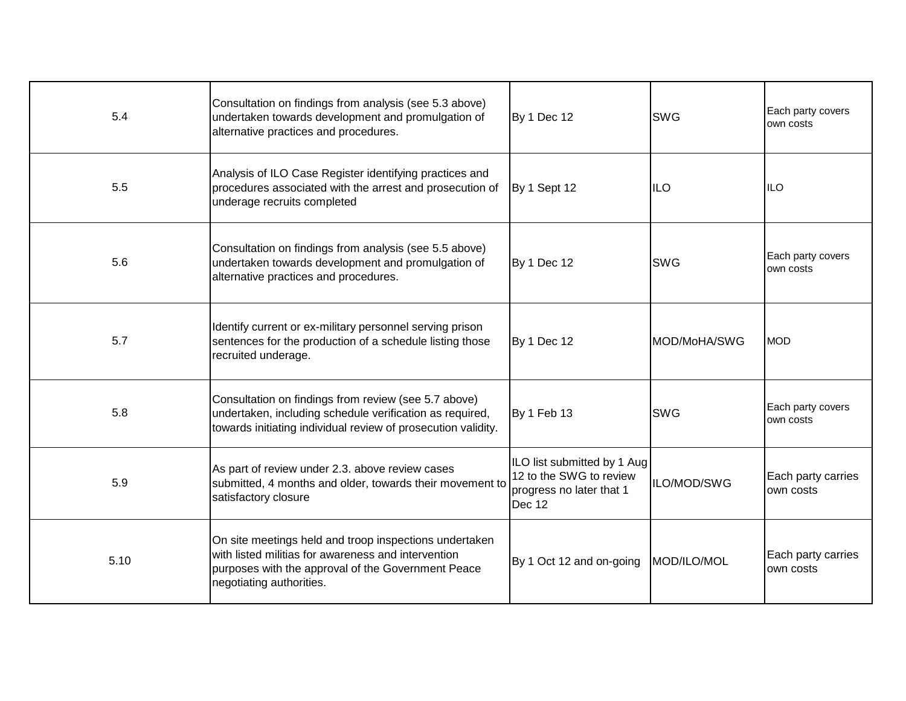| | | | | |
|---|---|---|---|---|
| 5.4 | Consultation on findings from analysis (see 5.3 above) undertaken towards development and promulgation of alternative practices and procedures. | By 1 Dec 12 | SWG | Each party covers own costs |
| 5.5 | Analysis of ILO Case Register identifying practices and procedures associated with the arrest and prosecution of underage recruits completed | By 1 Sept 12 | ILO | ILO |
| 5.6 | Consultation on findings from analysis (see 5.5 above) undertaken towards development and promulgation of alternative practices and procedures. | By 1 Dec 12 | SWG | Each party covers own costs |
| 5.7 | Identify current or ex-military personnel serving prison sentences for the production of a schedule listing those recruited underage. | By 1 Dec 12 | MOD/MoHA/SWG | MOD |
| 5.8 | Consultation on findings from review (see 5.7 above) undertaken, including schedule verification as required, towards initiating individual review of prosecution validity. | By 1 Feb 13 | SWG | Each party covers own costs |
| 5.9 | As part of review under 2.3. above review cases submitted, 4 months and older, towards their movement to satisfactory closure | ILO list submitted by 1 Aug 12 to the SWG to review progress no later that 1 Dec 12 | ILO/MOD/SWG | Each party carries own costs |
| 5.10 | On site meetings held and troop inspections undertaken with listed militias for awareness and intervention purposes with the approval of the Government Peace negotiating authorities. | By 1 Oct 12 and on-going | MOD/ILO/MOL | Each party carries own costs |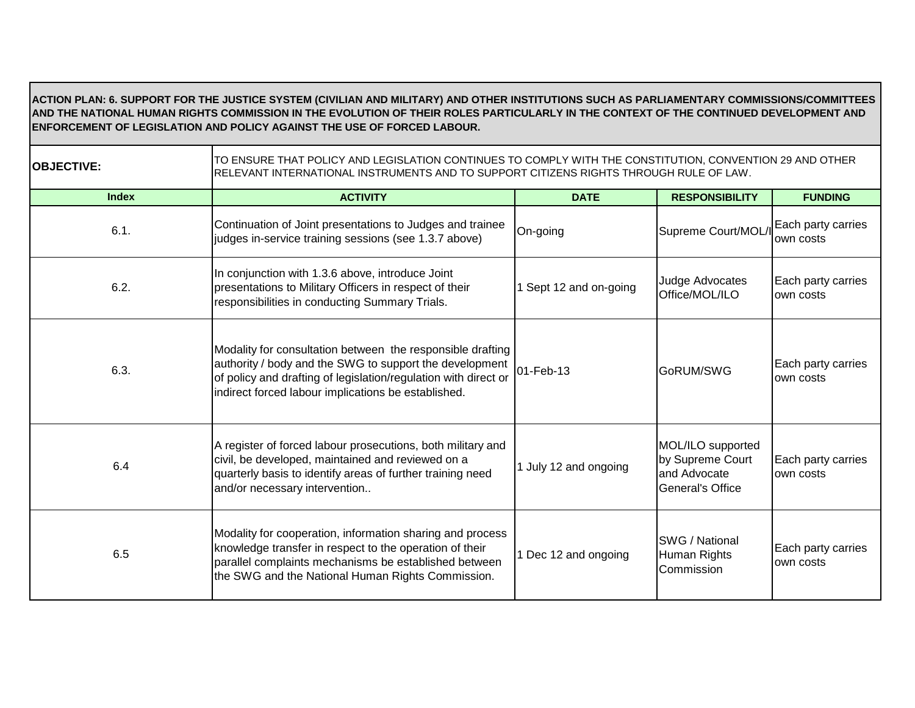**ACTION PLAN: 6. SUPPORT FOR THE JUSTICE SYSTEM (CIVILIAN AND MILITARY) AND OTHER INSTITUTIONS SUCH AS PARLIAMENTARY COMMISSIONS/COMMITTEES AND THE NATIONAL HUMAN RIGHTS COMMISSION IN THE EVOLUTION OF THEIR ROLES PARTICULARLY IN THE CONTEXT OF THE CONTINUED DEVELOPMENT AND ENFORCEMENT OF LEGISLATION AND POLICY AGAINST THE USE OF FORCED LABOUR.**

| **OBJECTIVE:** | TO ENSURE THAT POLICY AND LEGISLATION CONTINUES TO COMPLY WITH THE CONSTITUTION, CONVENTION 29 AND OTHER RELEVANT INTERNATIONAL INSTRUMENTS AND TO SUPPORT CITIZENS RIGHTS THROUGH RULE OF LAW. | | | |
|---|---|---|---|---|
| **Index** | **ACTIVITY** | **DATE** | **RESPONSIBILITY** | **FUNDING** |
| 6.1. | Continuation of Joint presentations to Judges and trainee judges in-service training sessions (see 1.3.7 above) | On-going | Supreme Court/MOL/I | Each party carries own costs |
| 6.2. | In conjunction with 1.3.6 above, introduce Joint presentations to Military Officers in respect of their responsibilities in conducting Summary Trials. | 1 Sept 12 and on-going | Judge Advocates Office/MOL/ILO | Each party carries own costs |
| 6.3. | Modality for consultation between the responsible drafting authority / body and the SWG to support the development of policy and drafting of legislation/regulation with direct or indirect forced labour implications be established. | 01-Feb-13 | GoRUM/SWG | Each party carries own costs |
| 6.4 | A register of forced labour prosecutions, both military and civil, be developed, maintained and reviewed on a quarterly basis to identify areas of further training need and/or necessary intervention.. | 1 July 12 and ongoing | MOL/ILO supported by Supreme Court and Advocate General's Office | Each party carries own costs |
| 6.5 | Modality for cooperation, information sharing and process knowledge transfer in respect to the operation of their parallel complaints mechanisms be established between the SWG and the National Human Rights Commission. | 1 Dec 12 and ongoing | SWG / National Human Rights Commission | Each party carries own costs |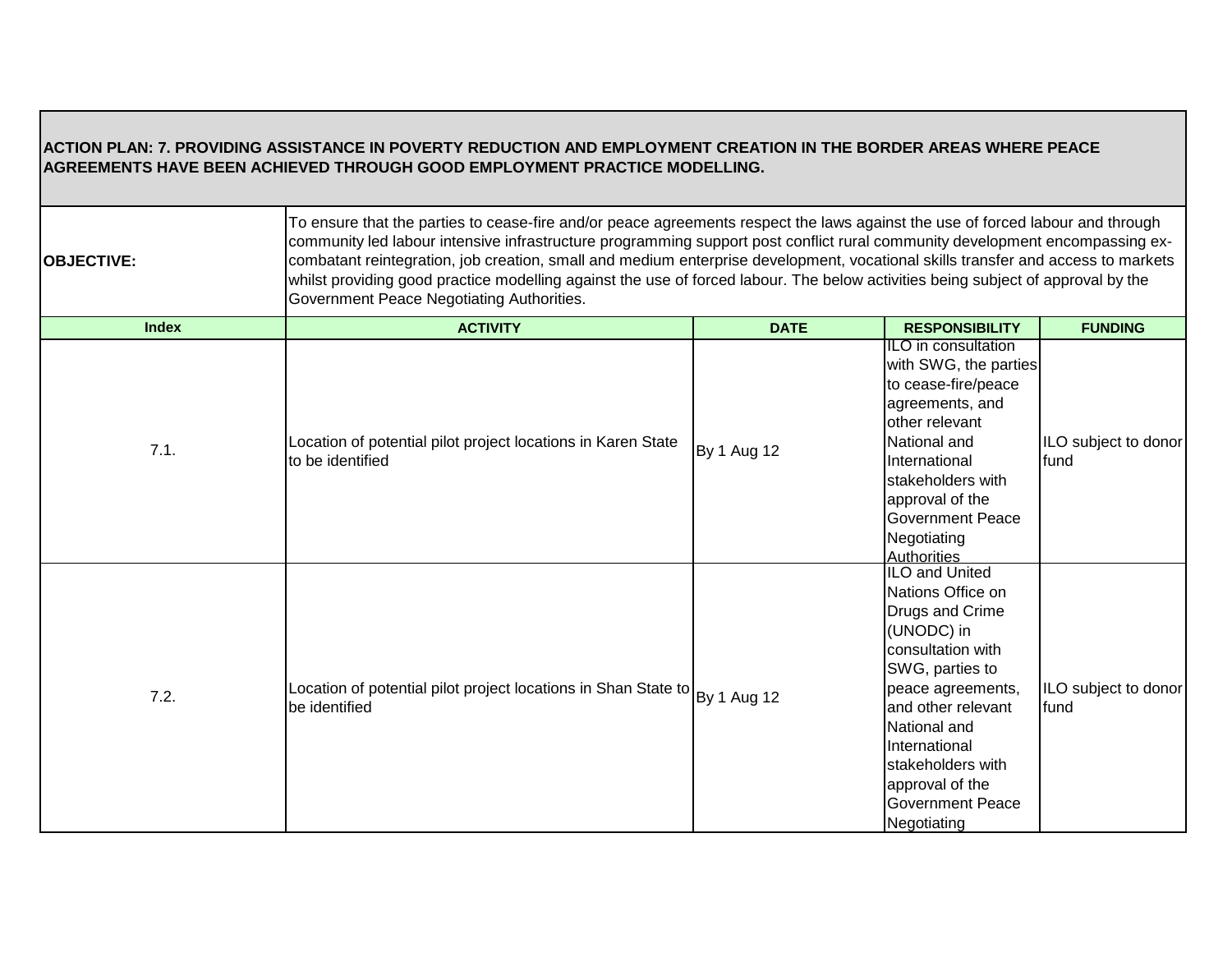| ACTION PLAN: 7. PROVIDING ASSISTANCE IN POVERTY REDUCTION AND EMPLOYMENT CREATION IN THE BORDER AREAS WHERE PEACE AGREEMENTS HAVE BEEN ACHIEVED THROUGH GOOD EMPLOYMENT PRACTICE MODELLING. | | | | |
|---|---|---|---|---|
| **OBJECTIVE:** | To ensure that the parties to cease-fire and/or peace agreements respect the laws against the use of forced labour and through community led labour intensive infrastructure programming support post conflict rural community development encompassing ex-combatant reintegration, job creation, small and medium enterprise development, vocational skills transfer and access to markets whilst providing good practice modelling against the use of forced labour. The below activities being subject of approval by the Government Peace Negotiating Authorities. | | | |
| **Index** | **ACTIVITY** | **DATE** | **RESPONSIBILITY** | **FUNDING** |
| 7.1. | Location of potential pilot project locations in Karen State to be identified | By 1 Aug 12 | ILO in consultation with SWG, the parties to cease-fire/peace agreements, and other relevant National and International stakeholders with approval of the Government Peace Negotiating Authorities | ILO subject to donor fund |
| 7.2. | Location of potential pilot project locations in Shan State to be identified | By 1 Aug 12 | ILO and United Nations Office on Drugs and Crime (UNODC) in consultation with SWG, parties to peace agreements, and other relevant National and International stakeholders with approval of the Government Peace Negotiating | ILO subject to donor fund |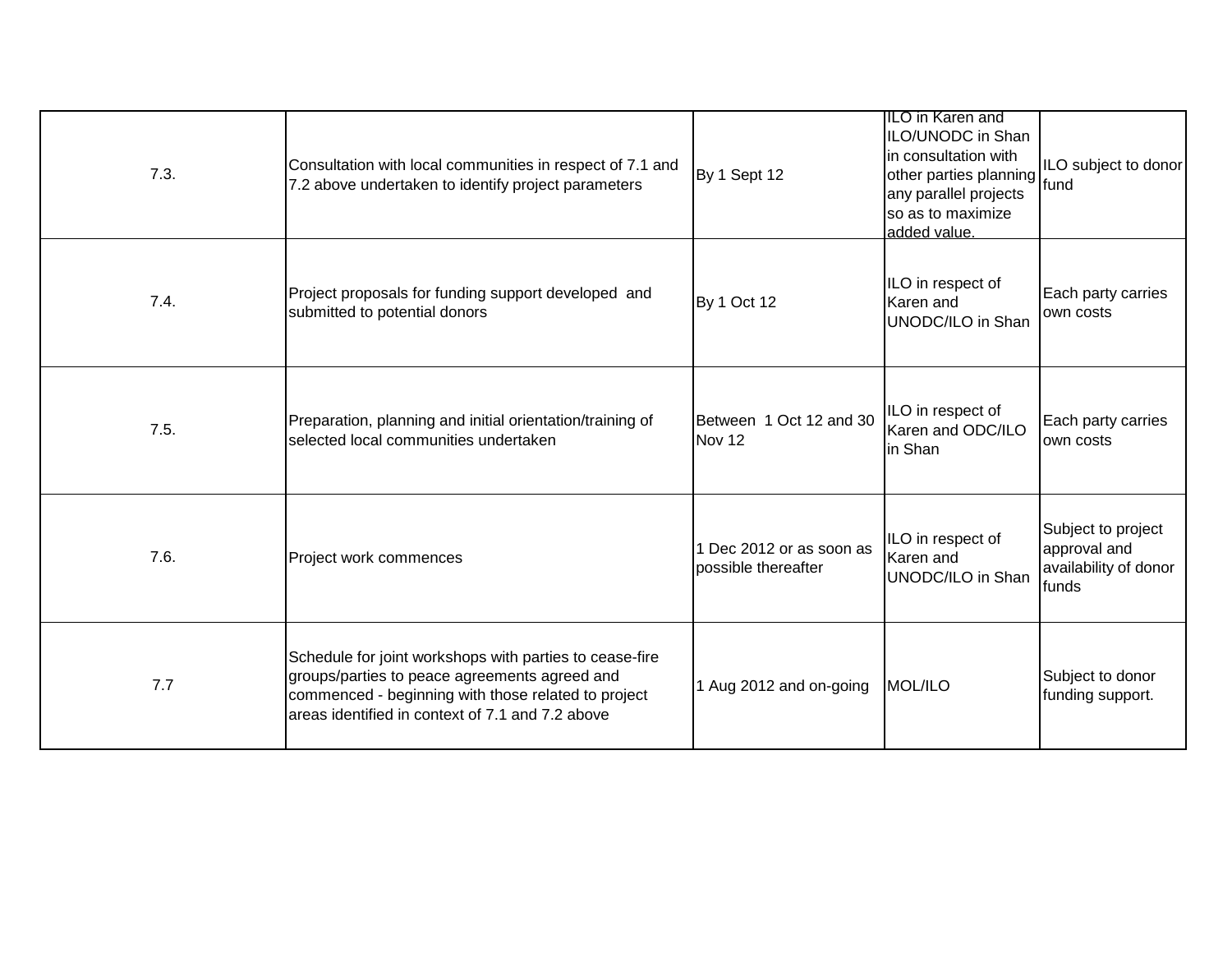| | | | | |
|---|---|---|---|---|
| 7.3. | Consultation with local communities in respect of 7.1 and 7.2 above undertaken to identify project parameters | By 1 Sept 12 | ILO in Karen and ILO/UNODC in Shan in consultation with other parties planning any parallel projects so as to maximize added value. | ILO subject to donor fund |
| 7.4. | Project proposals for funding support developed and submitted to potential donors | By 1 Oct 12 | ILO in respect of Karen and UNODC/ILO in Shan | Each party carries own costs |
| 7.5. | Preparation, planning and initial orientation/training of selected local communities undertaken | Between 1 Oct 12 and 30 Nov 12 | ILO in respect of Karen and ODC/ILO in Shan | Each party carries own costs |
| 7.6. | Project work commences | 1 Dec 2012 or as soon as possible thereafter | ILO in respect of Karen and UNODC/ILO in Shan | Subject to project approval and availability of donor funds |
| 7.7 | Schedule for joint workshops with parties to cease-fire groups/parties to peace agreements agreed and commenced - beginning with those related to project areas identified in context of 7.1 and 7.2 above | 1 Aug 2012 and on-going | MOL/ILO | Subject to donor funding support. |